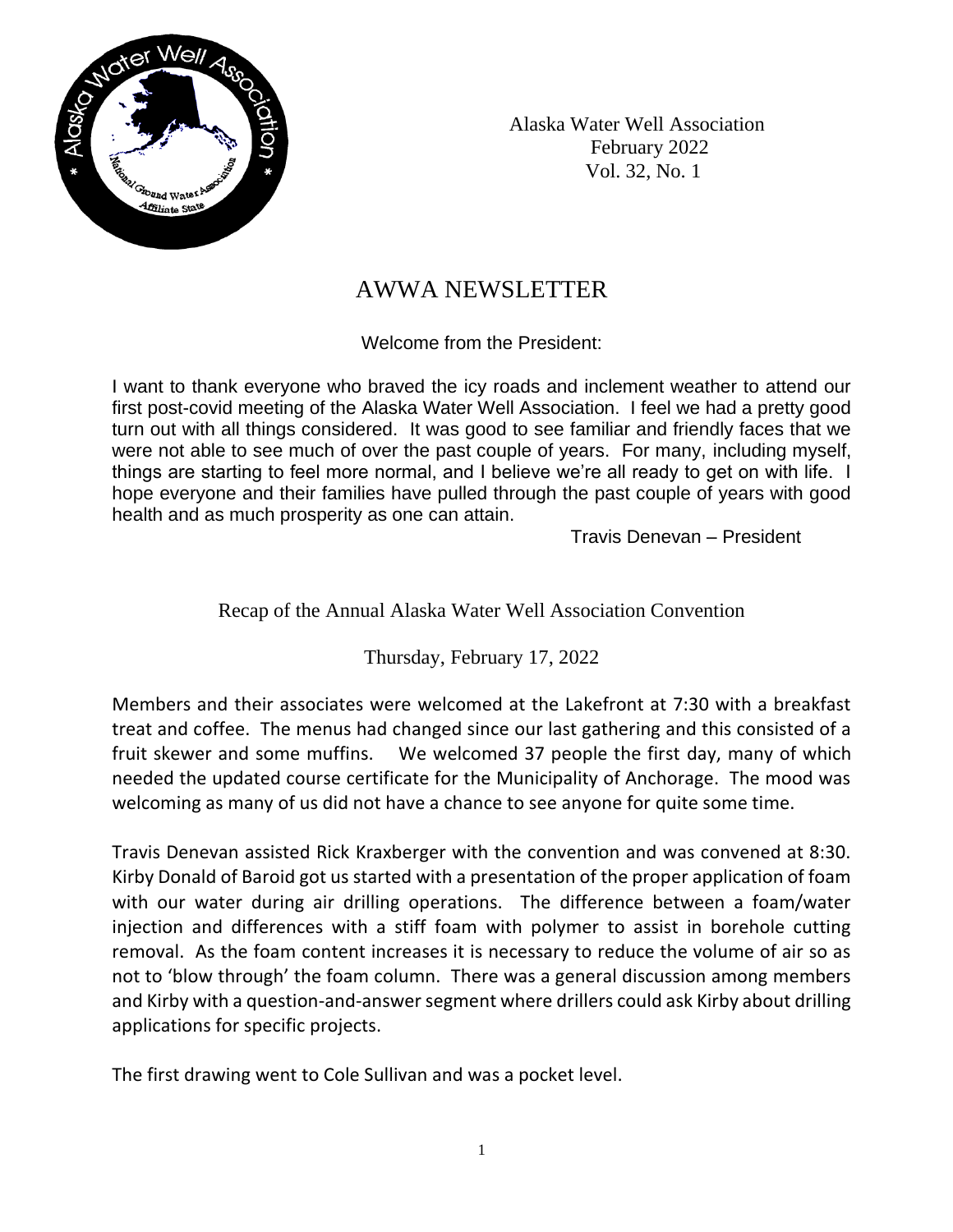Alaska Water Well Association
February 2022
Vol. 32, No. 1

# AWWA NEWSLETTER

Welcome from the President:

I want to thank everyone who braved the icy roads and inclement weather to attend our first post-covid meeting of the Alaska Water Well Association. I feel we had a pretty good turn out with all things considered. It was good to see familiar and friendly faces that we were not able to see much of over the past couple of years. For many, including myself, things are starting to feel more normal, and I believe we're all ready to get on with life. I hope everyone and their families have pulled through the past couple of years with good health and as much prosperity as one can attain.

Travis Denevan – President

## Recap of the Annual Alaska Water Well Association Convention

Thursday, February 17, 2022

Members and their associates were welcomed at the Lakefront at 7:30 with a breakfast treat and coffee. The menus had changed since our last gathering and this consisted of a fruit skewer and some muffins. We welcomed 37 people the first day, many of which needed the updated course certificate for the Municipality of Anchorage. The mood was welcoming as many of us did not have a chance to see anyone for quite some time.

Travis Denevan assisted Rick Kraxberger with the convention and was convened at 8:30. Kirby Donald of Baroid got us started with a presentation of the proper application of foam with our water during air drilling operations. The difference between a foam/water injection and differences with a stiff foam with polymer to assist in borehole cutting removal. As the foam content increases it is necessary to reduce the volume of air so as not to 'blow through' the foam column. There was a general discussion among members and Kirby with a question-and-answer segment where drillers could ask Kirby about drilling applications for specific projects.

The first drawing went to Cole Sullivan and was a pocket level.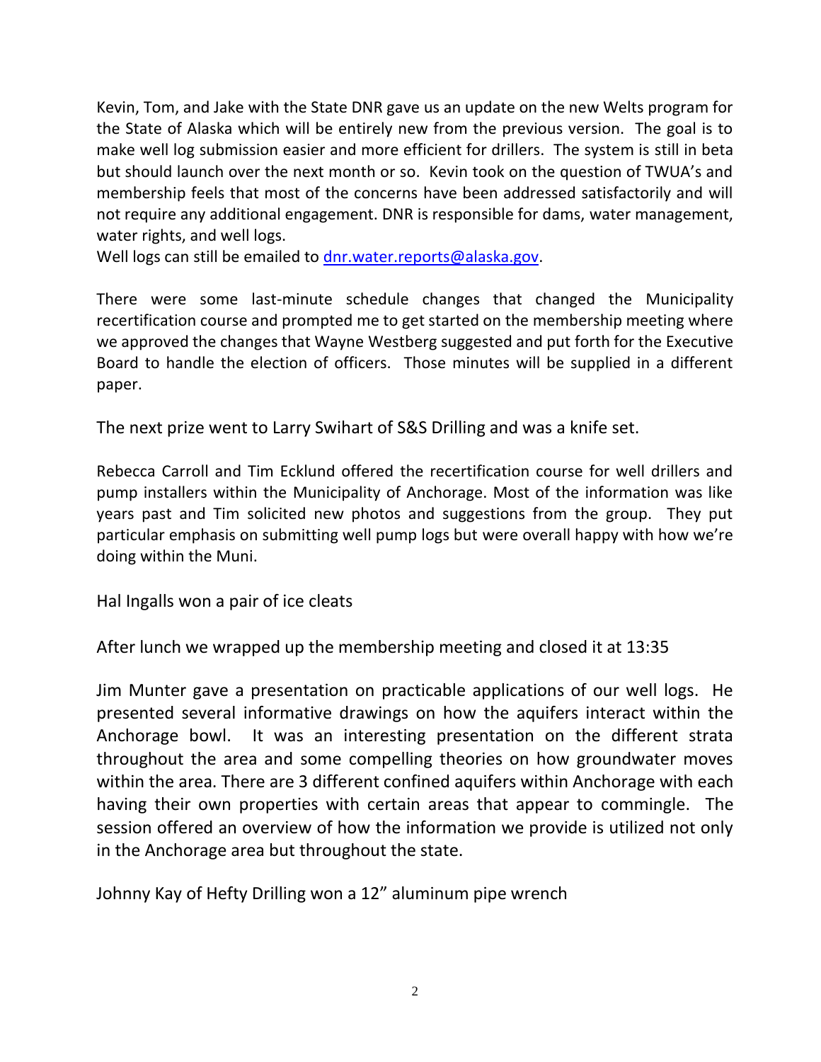Kevin, Tom, and Jake with the State DNR gave us an update on the new Welts program for the State of Alaska which will be entirely new from the previous version. The goal is to make well log submission easier and more efficient for drillers. The system is still in beta but should launch over the next month or so. Kevin took on the question of TWUA's and membership feels that most of the concerns have been addressed satisfactorily and will not require any additional engagement. DNR is responsible for dams, water management, water rights, and well logs.
Well logs can still be emailed to [dnr.water.reports@alaska.gov](mailto:dnr.water.reports@alaska.gov).

There were some last-minute schedule changes that changed the Municipality recertification course and prompted me to get started on the membership meeting where we approved the changes that Wayne Westberg suggested and put forth for the Executive Board to handle the election of officers. Those minutes will be supplied in a different paper.

The next prize went to Larry Swihart of S&S Drilling and was a knife set.

Rebecca Carroll and Tim Ecklund offered the recertification course for well drillers and pump installers within the Municipality of Anchorage. Most of the information was like years past and Tim solicited new photos and suggestions from the group. They put particular emphasis on submitting well pump logs but were overall happy with how we're doing within the Muni.

Hal Ingalls won a pair of ice cleats

After lunch we wrapped up the membership meeting and closed it at 13:35

Jim Munter gave a presentation on practicable applications of our well logs. He presented several informative drawings on how the aquifers interact within the Anchorage bowl. It was an interesting presentation on the different strata throughout the area and some compelling theories on how groundwater moves within the area. There are 3 different confined aquifers within Anchorage with each having their own properties with certain areas that appear to commingle. The session offered an overview of how the information we provide is utilized not only in the Anchorage area but throughout the state.

Johnny Kay of Hefty Drilling won a 12" aluminum pipe wrench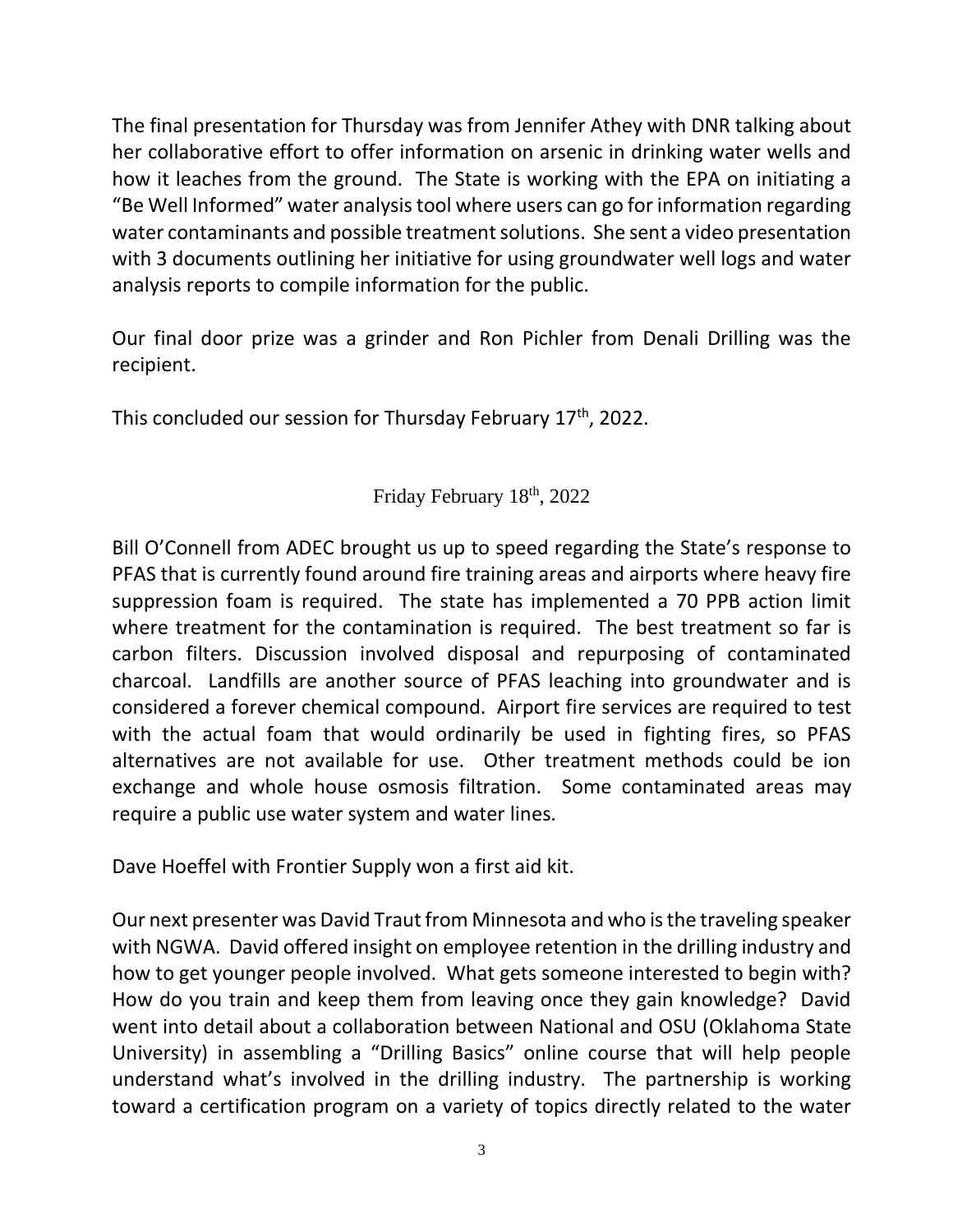The final presentation for Thursday was from Jennifer Athey with DNR talking about her collaborative effort to offer information on arsenic in drinking water wells and how it leaches from the ground. The State is working with the EPA on initiating a "Be Well Informed" water analysis tool where users can go for information regarding water contaminants and possible treatment solutions. She sent a video presentation with 3 documents outlining her initiative for using groundwater well logs and water analysis reports to compile information for the public.

Our final door prize was a grinder and Ron Pichler from Denali Drilling was the recipient.

This concluded our session for Thursday February 17th, 2022.

## Friday February 18th, 2022

Bill O'Connell from ADEC brought us up to speed regarding the State's response to PFAS that is currently found around fire training areas and airports where heavy fire suppression foam is required. The state has implemented a 70 PPB action limit where treatment for the contamination is required. The best treatment so far is carbon filters. Discussion involved disposal and repurposing of contaminated charcoal. Landfills are another source of PFAS leaching into groundwater and is considered a forever chemical compound. Airport fire services are required to test with the actual foam that would ordinarily be used in fighting fires, so PFAS alternatives are not available for use. Other treatment methods could be ion exchange and whole house osmosis filtration. Some contaminated areas may require a public use water system and water lines.

Dave Hoeffel with Frontier Supply won a first aid kit.

Our next presenter was David Traut from Minnesota and who is the traveling speaker with NGWA. David offered insight on employee retention in the drilling industry and how to get younger people involved. What gets someone interested to begin with? How do you train and keep them from leaving once they gain knowledge? David went into detail about a collaboration between National and OSU (Oklahoma State University) in assembling a "Drilling Basics" online course that will help people understand what's involved in the drilling industry. The partnership is working toward a certification program on a variety of topics directly related to the water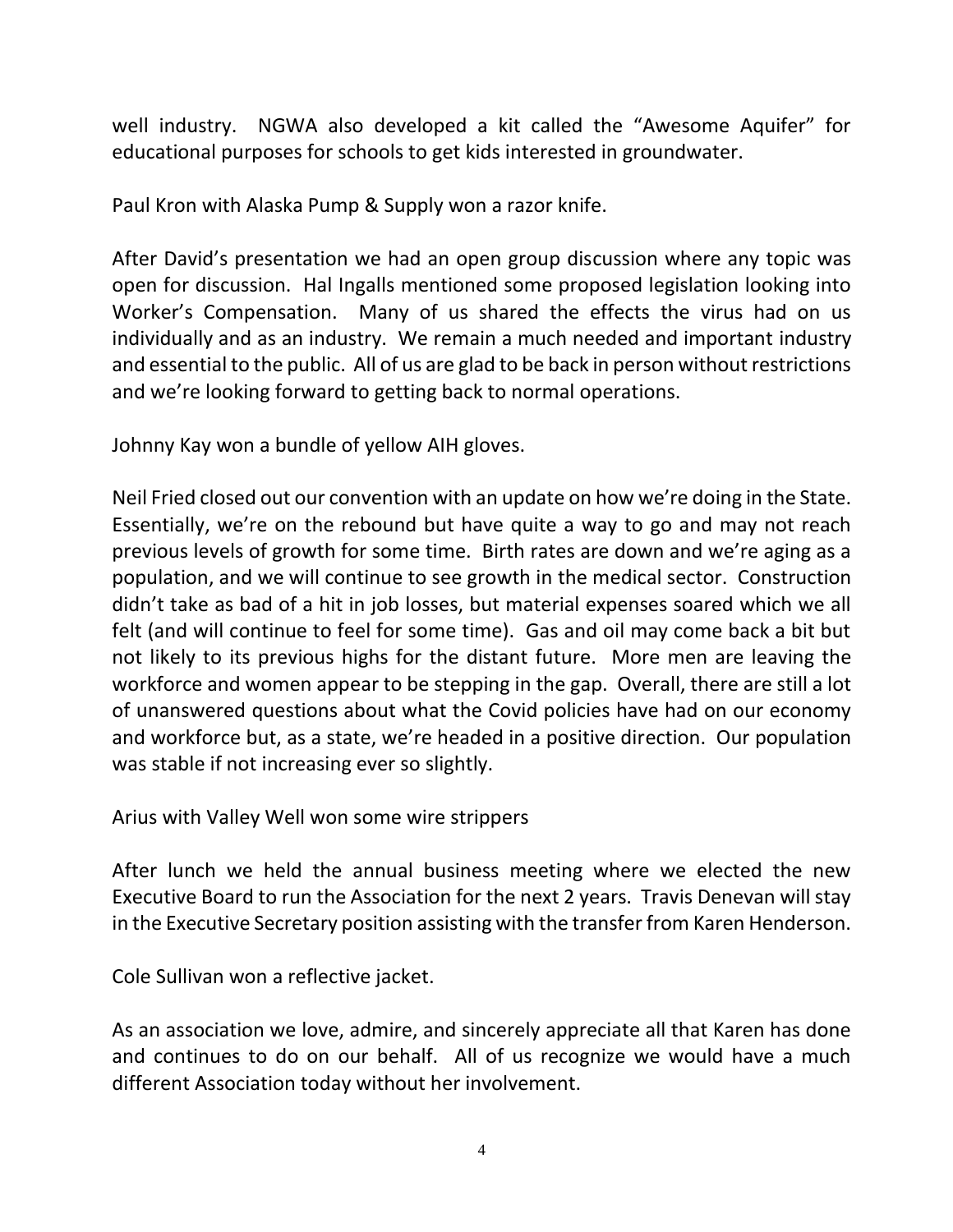well industry. NGWA also developed a kit called the "Awesome Aquifer" for educational purposes for schools to get kids interested in groundwater.

Paul Kron with Alaska Pump & Supply won a razor knife.

After David's presentation we had an open group discussion where any topic was open for discussion. Hal Ingalls mentioned some proposed legislation looking into Worker's Compensation. Many of us shared the effects the virus had on us individually and as an industry. We remain a much needed and important industry and essential to the public. All of us are glad to be back in person without restrictions and we're looking forward to getting back to normal operations.

Johnny Kay won a bundle of yellow AIH gloves.

Neil Fried closed out our convention with an update on how we're doing in the State. Essentially, we're on the rebound but have quite a way to go and may not reach previous levels of growth for some time. Birth rates are down and we're aging as a population, and we will continue to see growth in the medical sector. Construction didn't take as bad of a hit in job losses, but material expenses soared which we all felt (and will continue to feel for some time). Gas and oil may come back a bit but not likely to its previous highs for the distant future. More men are leaving the workforce and women appear to be stepping in the gap. Overall, there are still a lot of unanswered questions about what the Covid policies have had on our economy and workforce but, as a state, we're headed in a positive direction. Our population was stable if not increasing ever so slightly.

Arius with Valley Well won some wire strippers

After lunch we held the annual business meeting where we elected the new Executive Board to run the Association for the next 2 years. Travis Denevan will stay in the Executive Secretary position assisting with the transfer from Karen Henderson.

Cole Sullivan won a reflective jacket.

As an association we love, admire, and sincerely appreciate all that Karen has done and continues to do on our behalf. All of us recognize we would have a much different Association today without her involvement.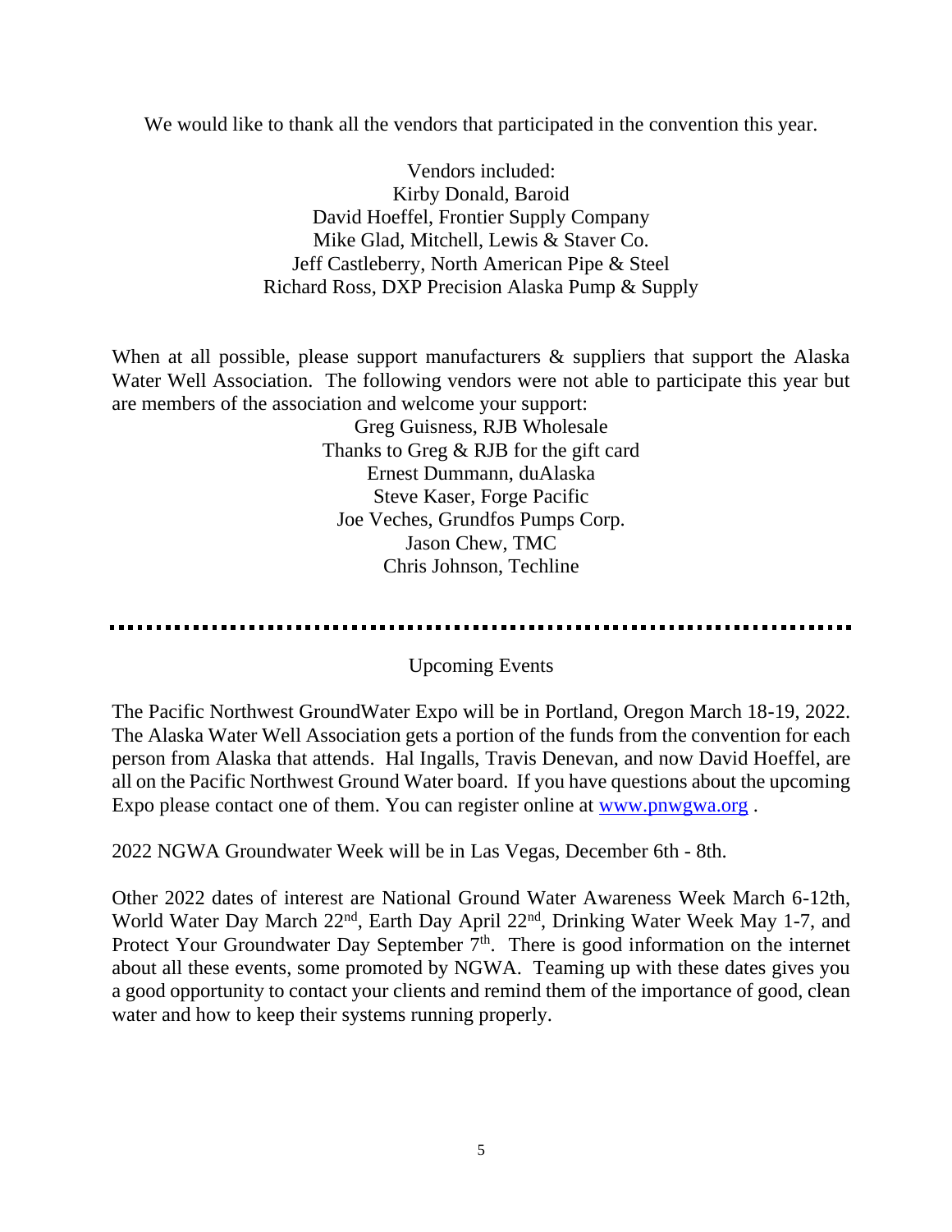We would like to thank all the vendors that participated in the convention this year.

Vendors included:
Kirby Donald, Baroid
David Hoeffel, Frontier Supply Company
Mike Glad, Mitchell, Lewis & Staver Co.
Jeff Castleberry, North American Pipe & Steel
Richard Ross, DXP Precision Alaska Pump & Supply

When at all possible, please support manufacturers & suppliers that support the Alaska Water Well Association. The following vendors were not able to participate this year but are members of the association and welcome your support:

Greg Guisness, RJB Wholesale
Thanks to Greg & RJB for the gift card
Ernest Dummann, duAlaska
Steve Kaser, Forge Pacific
Joe Veches, Grundfos Pumps Corp.
Jason Chew, TMC
Chris Johnson, Techline

---

## Upcoming Events

The Pacific Northwest GroundWater Expo will be in Portland, Oregon March 18-19, 2022. The Alaska Water Well Association gets a portion of the funds from the convention for each person from Alaska that attends. Hal Ingalls, Travis Denevan, and now David Hoeffel, are all on the Pacific Northwest Ground Water board. If you have questions about the upcoming Expo please contact one of them. You can register online at www.pnwgwa.org .

2022 NGWA Groundwater Week will be in Las Vegas, December 6th - 8th.

Other 2022 dates of interest are National Ground Water Awareness Week March 6-12th, World Water Day March 22nd, Earth Day April 22nd, Drinking Water Week May 1-7, and Protect Your Groundwater Day September 7th. There is good information on the internet about all these events, some promoted by NGWA. Teaming up with these dates gives you a good opportunity to contact your clients and remind them of the importance of good, clean water and how to keep their systems running properly.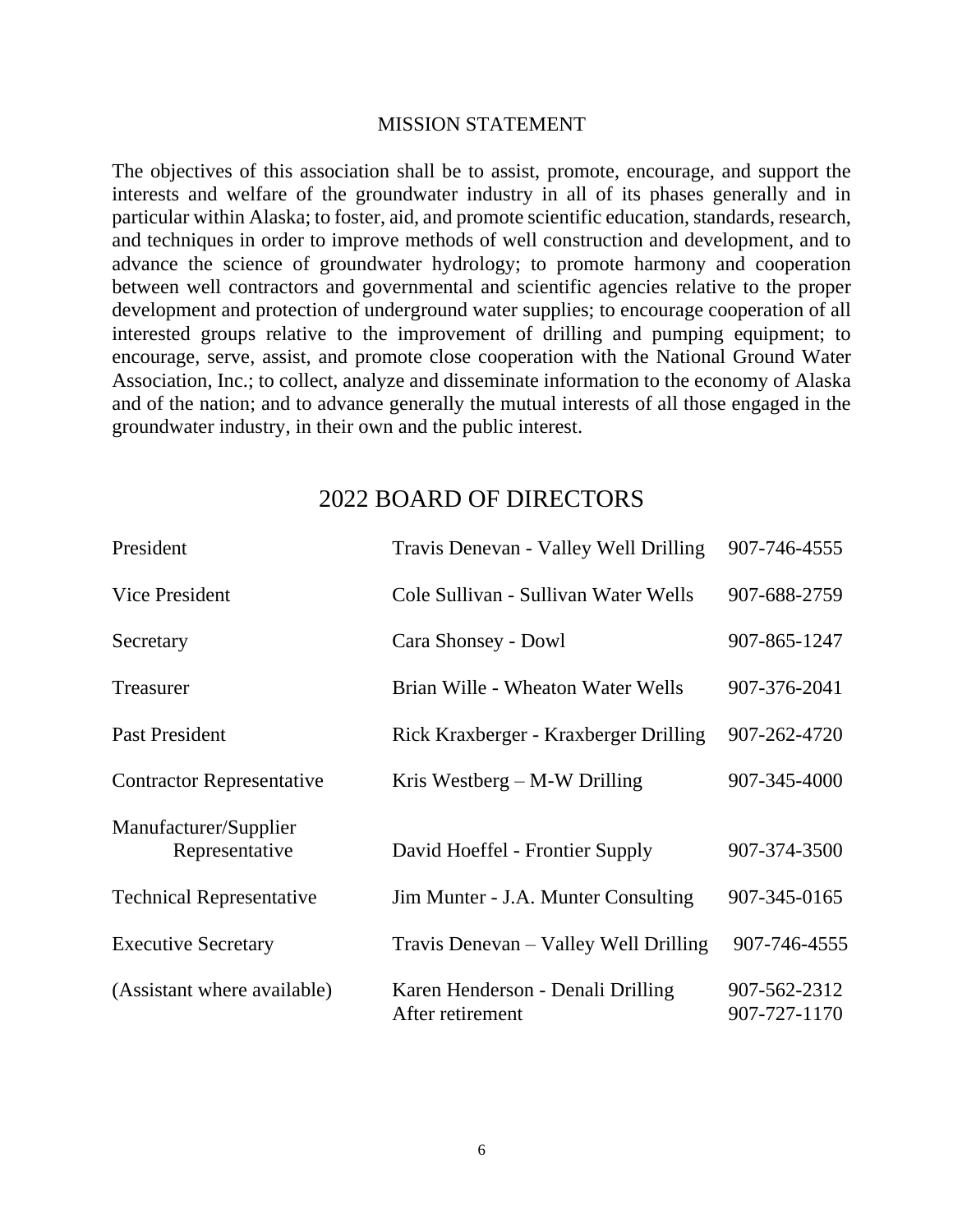## MISSION STATEMENT

The objectives of this association shall be to assist, promote, encourage, and support the interests and welfare of the groundwater industry in all of its phases generally and in particular within Alaska; to foster, aid, and promote scientific education, standards, research, and techniques in order to improve methods of well construction and development, and to advance the science of groundwater hydrology; to promote harmony and cooperation between well contractors and governmental and scientific agencies relative to the proper development and protection of underground water supplies; to encourage cooperation of all interested groups relative to the improvement of drilling and pumping equipment; to encourage, serve, assist, and promote close cooperation with the National Ground Water Association, Inc.; to collect, analyze and disseminate information to the economy of Alaska and of the nation; and to advance generally the mutual interests of all those engaged in the groundwater industry, in their own and the public interest.

## 2022 BOARD OF DIRECTORS

| | | |
|---|---|---|
| President | Travis Denevan - Valley Well Drilling | 907-746-4555 |
| Vice President | Cole Sullivan - Sullivan Water Wells | 907-688-2759 |
| Secretary | Cara Shonsey - Dowl | 907-865-1247 |
| Treasurer | Brian Wille - Wheaton Water Wells | 907-376-2041 |
| Past President | Rick Kraxberger - Kraxberger Drilling | 907-262-4720 |
| Contractor Representative | Kris Westberg – M-W Drilling | 907-345-4000 |
| Manufacturer/Supplier Representative | David Hoeffel - Frontier Supply | 907-374-3500 |
| Technical Representative | Jim Munter - J.A. Munter Consulting | 907-345-0165 |
| Executive Secretary | Travis Denevan – Valley Well Drilling | 907-746-4555 |
| (Assistant where available) | Karen Henderson - Denali Drilling<br>After retirement | 907-562-2312<br>907-727-1170 |